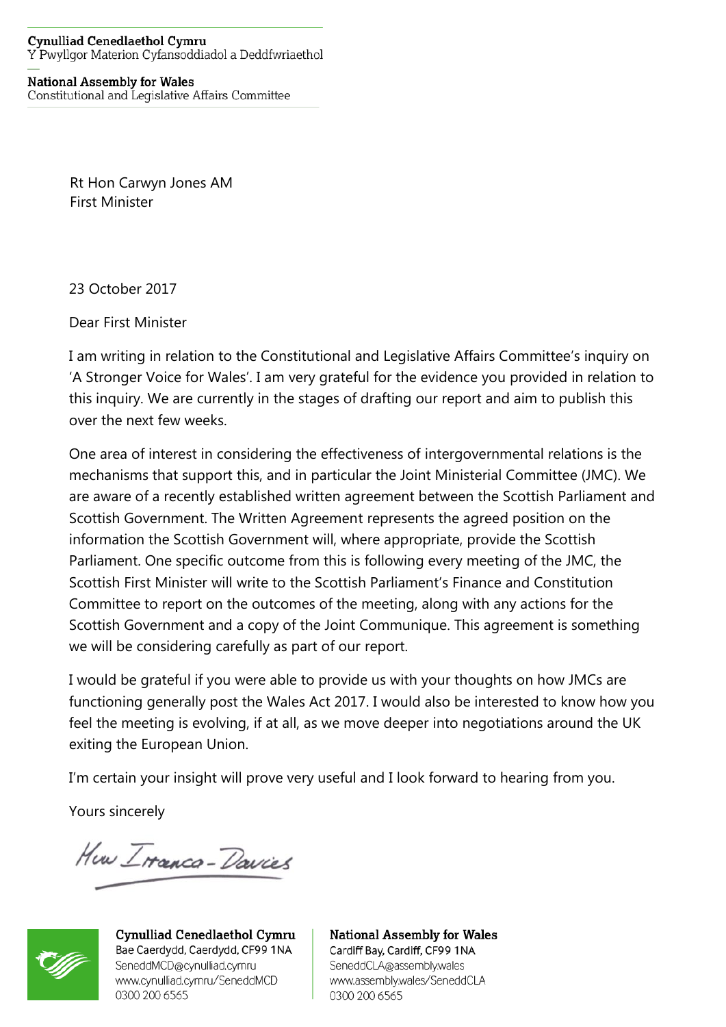**Cynulliad Cenedlaethol Cymru**
Y Pwyllgor Materion Cyfansoddiadol a Deddfwriaethol

**National Assembly for Wales**
Constitutional and Legislative Affairs Committee

Rt Hon Carwyn Jones AM
First Minister

23 October 2017

Dear First Minister

I am writing in relation to the Constitutional and Legislative Affairs Committee's inquiry on 'A Stronger Voice for Wales'. I am very grateful for the evidence you provided in relation to this inquiry. We are currently in the stages of drafting our report and aim to publish this over the next few weeks.

One area of interest in considering the effectiveness of intergovernmental relations is the mechanisms that support this, and in particular the Joint Ministerial Committee (JMC). We are aware of a recently established written agreement between the Scottish Parliament and Scottish Government. The Written Agreement represents the agreed position on the information the Scottish Government will, where appropriate, provide the Scottish Parliament. One specific outcome from this is following every meeting of the JMC, the Scottish First Minister will write to the Scottish Parliament's Finance and Constitution Committee to report on the outcomes of the meeting, along with any actions for the Scottish Government and a copy of the Joint Communique. This agreement is something we will be considering carefully as part of our report.

I would be grateful if you were able to provide us with your thoughts on how JMCs are functioning generally post the Wales Act 2017. I would also be interested to know how you feel the meeting is evolving, if at all, as we move deeper into negotiations around the UK exiting the European Union.

I'm certain your insight will prove very useful and I look forward to hearing from you.

Yours sincerely

Huw Irranca-Davies

**Cynulliad Cenedlaethol Cymru**
Bae Caerdydd, Caerdydd, CF99 1NA
SeneddMCD@cynulliad.cymru
www.cynulliad.cymru/SeneddMCD
0300 200 6565

**National Assembly for Wales**
Cardiff Bay, Cardiff, CF99 1NA
SeneddCLA@assembly.wales
www.assembly.wales/SeneddCLA
0300 200 6565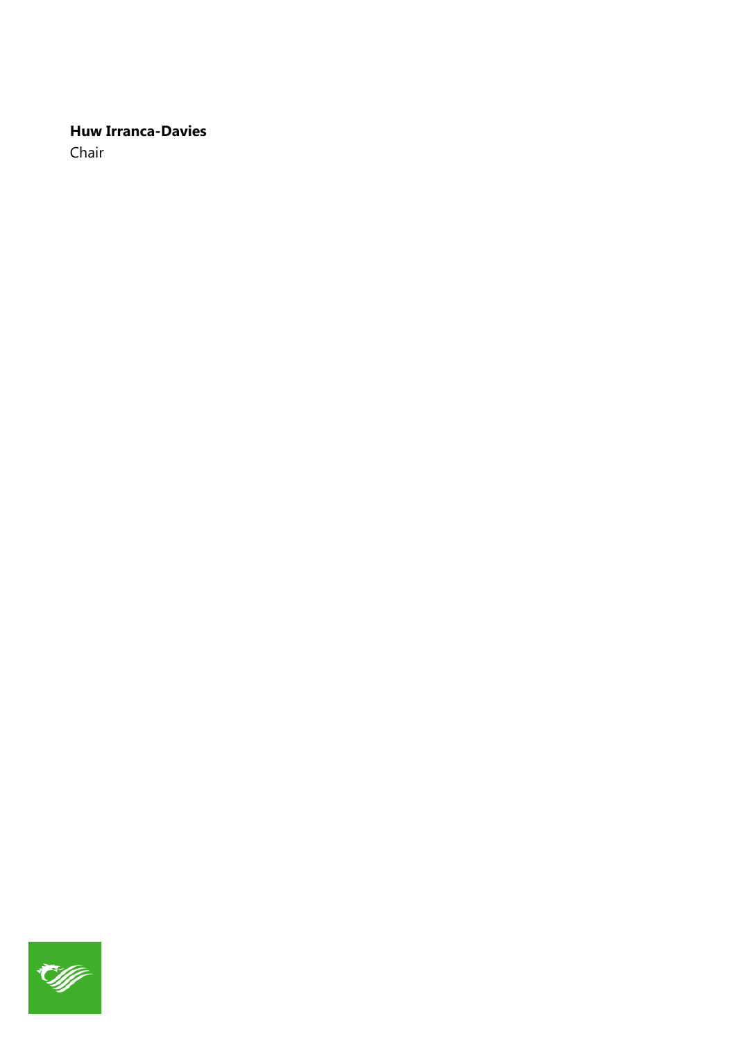**Huw Irranca-Davies**

Chair